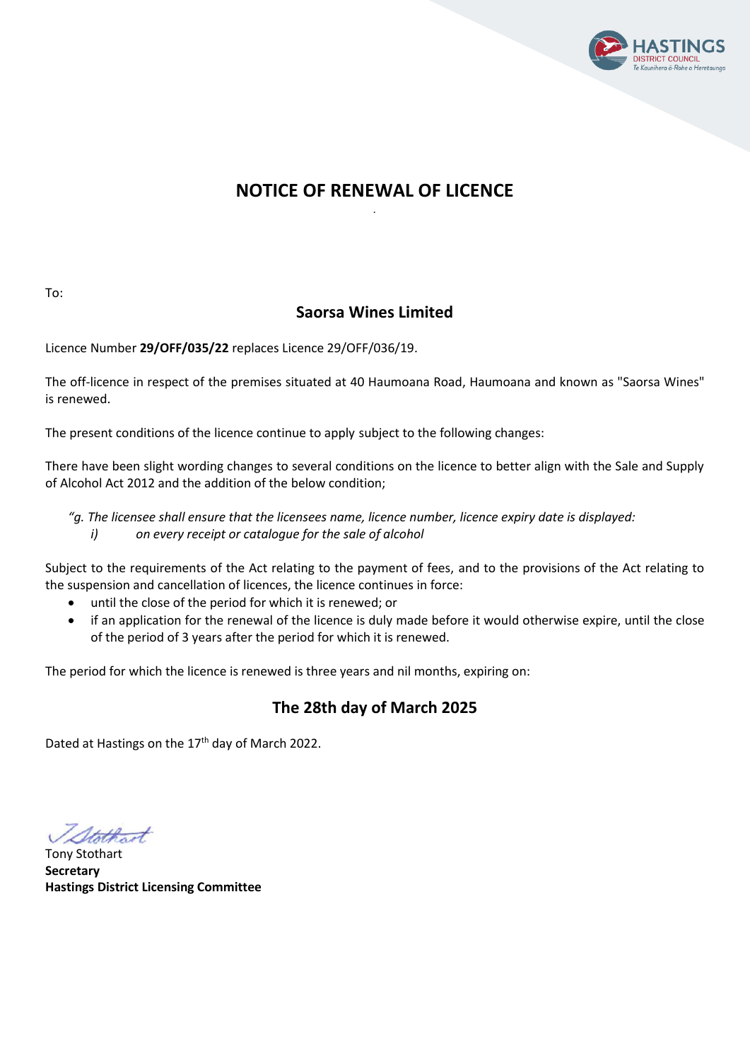# NOTICE OF RENEWAL OF LICENCE

To:

## Saorsa Wines Limited

Licence Number **29/OFF/035/22** replaces Licence 29/OFF/036/19.

The off-licence in respect of the premises situated at 40 Haumoana Road, Haumoana and known as "Saorsa Wines" is renewed.

The present conditions of the licence continue to apply subject to the following changes:

There have been slight wording changes to several conditions on the licence to better align with the Sale and Supply of Alcohol Act 2012 and the addition of the below condition;

*"g. The licensee shall ensure that the licensees name, licence number, licence expiry date is displayed:*
*i) on every receipt or catalogue for the sale of alcohol*

Subject to the requirements of the Act relating to the payment of fees, and to the provisions of the Act relating to the suspension and cancellation of licences, the licence continues in force:

- until the close of the period for which it is renewed; or
- if an application for the renewal of the licence is duly made before it would otherwise expire, until the close of the period of 3 years after the period for which it is renewed.

The period for which the licence is renewed is three years and nil months, expiring on:

## The 28th day of March 2025

Dated at Hastings on the 17th day of March 2022.

Tony Stothart
**Secretary**
**Hastings District Licensing Committee**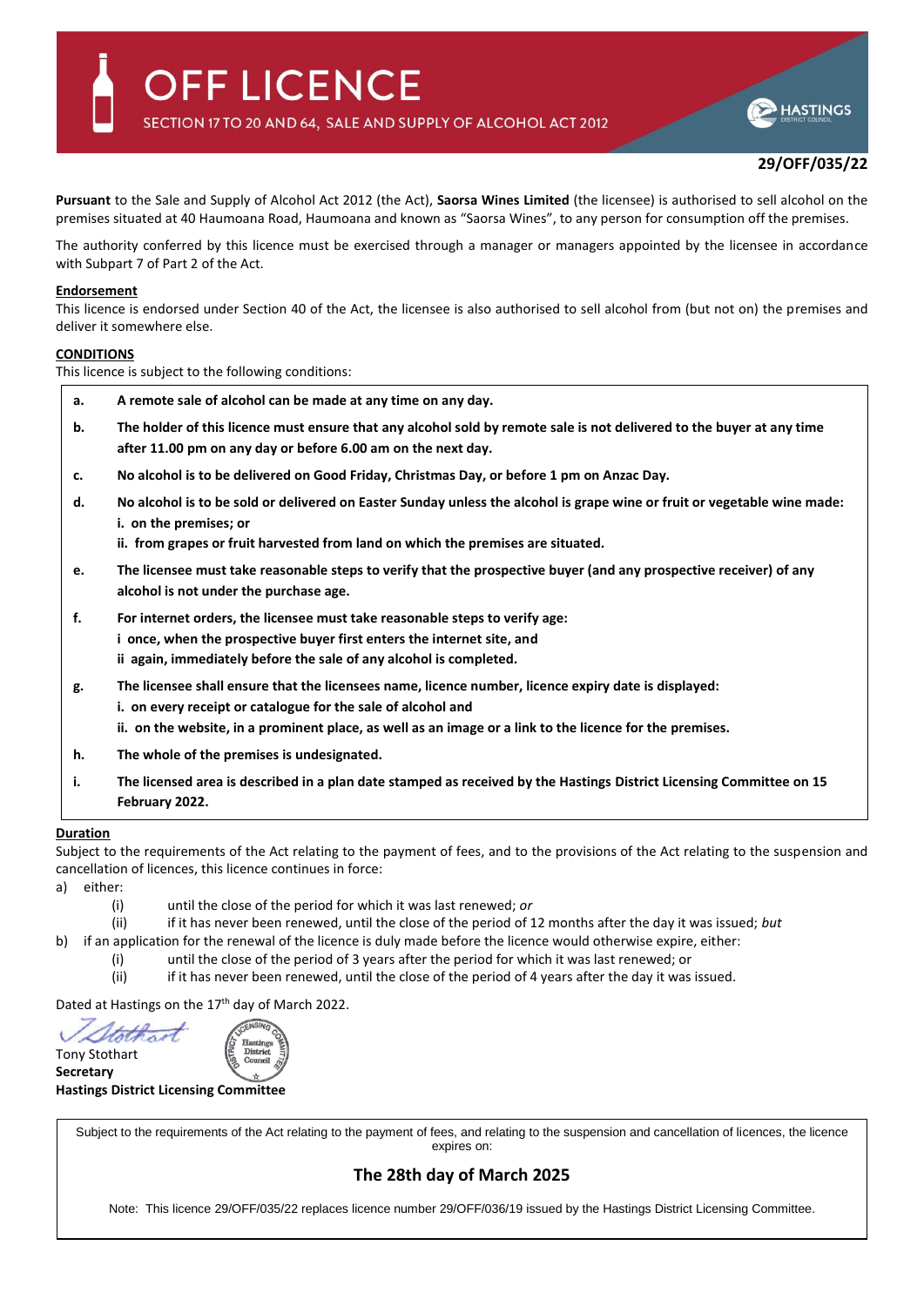# OFF LICENCE

SECTION 17 TO 20 AND 64, SALE AND SUPPLY OF ALCOHOL ACT 2012

HASTINGS DISTRICT COUNCIL

**29/OFF/035/22**

**Pursuant** to the Sale and Supply of Alcohol Act 2012 (the Act), **Saorsa Wines Limited** (the licensee) is authorised to sell alcohol on the premises situated at 40 Haumoana Road, Haumoana and known as "Saorsa Wines", to any person for consumption off the premises.

The authority conferred by this licence must be exercised through a manager or managers appointed by the licensee in accordance with Subpart 7 of Part 2 of the Act.

**Endorsement**

This licence is endorsed under Section 40 of the Act, the licensee is also authorised to sell alcohol from (but not on) the premises and deliver it somewhere else.

**CONDITIONS**

This licence is subject to the following conditions:

- **a.** **A remote sale of alcohol can be made at any time on any day.**
- **b.** **The holder of this licence must ensure that any alcohol sold by remote sale is not delivered to the buyer at any time after 11.00 pm on any day or before 6.00 am on the next day.**
- **c.** **No alcohol is to be delivered on Good Friday, Christmas Day, or before 1 pm on Anzac Day.**
- **d.** **No alcohol is to be sold or delivered on Easter Sunday unless the alcohol is grape wine or fruit or vegetable wine made:**
  - **i. on the premises; or**
  - **ii. from grapes or fruit harvested from land on which the premises are situated.**
- **e.** **The licensee must take reasonable steps to verify that the prospective buyer (and any prospective receiver) of any alcohol is not under the purchase age.**
- **f.** **For internet orders, the licensee must take reasonable steps to verify age:**
  - **i once, when the prospective buyer first enters the internet site, and**
  - **ii again, immediately before the sale of any alcohol is completed.**
- **g.** **The licensee shall ensure that the licensees name, licence number, licence expiry date is displayed:**
  - **i. on every receipt or catalogue for the sale of alcohol and**
  - **ii. on the website, in a prominent place, as well as an image or a link to the licence for the premises.**
- **h.** **The whole of the premises is undesignated.**
- **i.** **The licensed area is described in a plan date stamped as received by the Hastings District Licensing Committee on 15 February 2022.**

**Duration**

Subject to the requirements of the Act relating to the payment of fees, and to the provisions of the Act relating to the suspension and cancellation of licences, this licence continues in force:

a) either:
   - (i) until the close of the period for which it was last renewed; *or*
   - (ii) if it has never been renewed, until the close of the period of 12 months after the day it was issued; *but*

b) if an application for the renewal of the licence is duly made before the licence would otherwise expire, either:
   - (i) until the close of the period of 3 years after the period for which it was last renewed; or
   - (ii) if it has never been renewed, until the close of the period of 4 years after the day it was issued.

Dated at Hastings on the 17th day of March 2022.

Tony Stothart
**Secretary**
**Hastings District Licensing Committee**

Subject to the requirements of the Act relating to the payment of fees, and relating to the suspension and cancellation of licences, the licence expires on:

**The 28th day of March 2025**

Note: This licence 29/OFF/035/22 replaces licence number 29/OFF/036/19 issued by the Hastings District Licensing Committee.